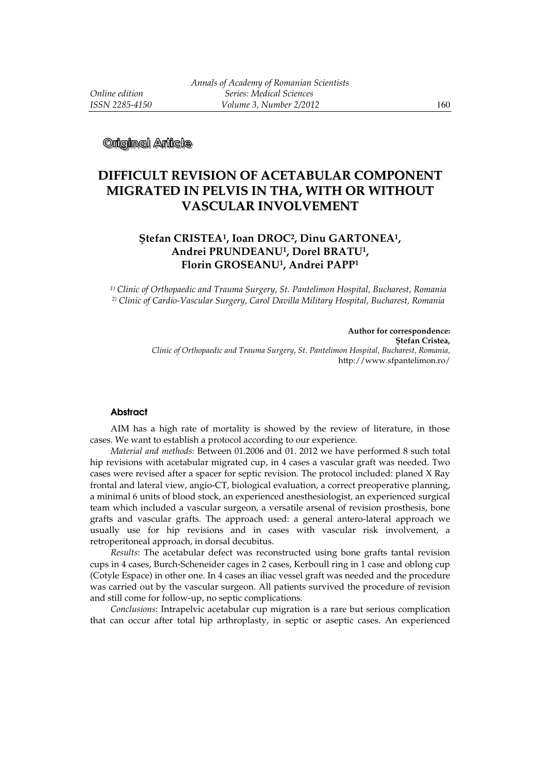**Original Article**

# DIFFICULT REVISION OF ACETABULAR COMPONENT MIGRATED IN PELVIS IN THA, WITH OR WITHOUT VASCULAR INVOLVEMENT

**Ştefan CRISTEA[1], Ioan DROC[2], Dinu GARTONEA[1], Andrei PRUNDEANU[1], Dorel BRATU[1], Florin GROSEANU[1], Andrei PAPP[1]**

*[1] Clinic of Orthopaedic and Trauma Surgery, St. Pantelimon Hospital, Bucharest, Romania*
*[2] Clinic of Cardio-Vascular Surgery, Carol Davilla Military Hospital, Bucharest, Romania*

**Author for correspondence:**
**Ştefan Cristea,**
*Clinic of Orthopaedic and Trauma Surgery, St. Pantelimon Hospital, Bucharest, Romania,*
http://www.sfpantelimon.ro/

## Abstract

AIM has a high rate of mortality is showed by the review of literature, in those cases. We want to establish a protocol according to our experience.

*Material and methods*: Between 01.2006 and 01. 2012 we have performed 8 such total hip revisions with acetabular migrated cup, in 4 cases a vascular graft was needed. Two cases were revised after a spacer for septic revision. The protocol included: planed X Ray frontal and lateral view, angio-CT, biological evaluation, a correct preoperative planning, a minimal 6 units of blood stock, an experienced anesthesiologist, an experienced surgical team which included a vascular surgeon, a versatile arsenal of revision prosthesis, bone grafts and vascular grafts. The approach used: a general antero-lateral approach we usually use for hip revisions and in cases with vascular risk involvement, a retroperitoneal approach, in dorsal decubitus.

*Results*: The acetabular defect was reconstructed using bone grafts tantal revision cups in 4 cases, Burch-Scheneider cages in 2 cases, Kerboull ring in 1 case and oblong cup (Cotyle Espace) in other one. In 4 cases an iliac vessel graft was needed and the procedure was carried out by the vascular surgeon. All patients survived the procedure of revision and still come for follow-up, no septic complications.

*Conclusions*: Intrapelvic acetabular cup migration is a rare but serious complication that can occur after total hip arthroplasty, in septic or aseptic cases. An experienced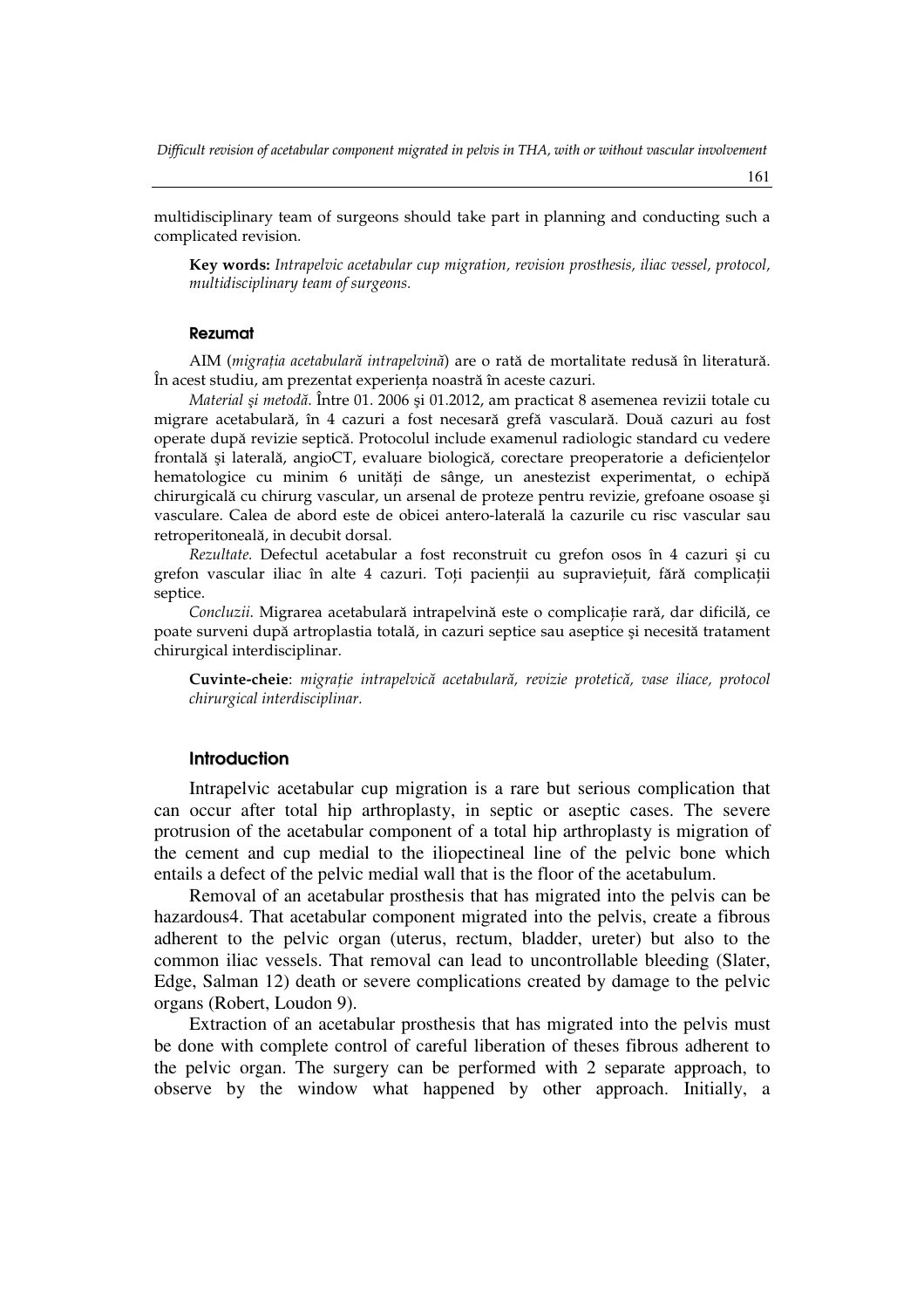multidisciplinary team of surgeons should take part in planning and conducting such a complicated revision.

**Key words:** *Intrapelvic acetabular cup migration, revision prosthesis, iliac vessel, protocol, multidisciplinary team of surgeons.*

### Rezumat

AIM (*migrația acetabulară intrapelvină*) are o rată de mortalitate redusă în literatură. În acest studiu, am prezentat experiența noastră în aceste cazuri.

*Material şi metodă.* Între 01. 2006 şi 01.2012, am practicat 8 asemenea revizii totale cu migrare acetabulară, în 4 cazuri a fost necesară grefă vasculară. Două cazuri au fost operate după revizie septică. Protocolul include examenul radiologic standard cu vedere frontală şi laterală, angioCT, evaluare biologică, corectare preoperatorie a deficiențelor hematologice cu minim 6 unități de sânge, un anestezist experimentat, o echipă chirurgicală cu chirurg vascular, un arsenal de proteze pentru revizie, grefoane osoase şi vasculare. Calea de abord este de obicei antero-laterală la cazurile cu risc vascular sau retroperitoneală, in decubit dorsal.

*Rezultate.* Defectul acetabular a fost reconstruit cu grefon osos în 4 cazuri şi cu grefon vascular iliac în alte 4 cazuri. Toți pacienții au supraviețuit, fără complicații septice.

*Concluzii.* Migrarea acetabulară intrapelvină este o complicație rară, dar dificilă, ce poate surveni după artroplastia totală, in cazuri septice sau aseptice şi necesită tratament chirurgical interdisciplinar.

**Cuvinte-cheie**: *migrație intrapelvică acetabulară, revizie protetică, vase iliace, protocol chirurgical interdisciplinar.*

### Introduction

Intrapelvic acetabular cup migration is a rare but serious complication that can occur after total hip arthroplasty, in septic or aseptic cases. The severe protrusion of the acetabular component of a total hip arthroplasty is migration of the cement and cup medial to the iliopectineal line of the pelvic bone which entails a defect of the pelvic medial wall that is the floor of the acetabulum.

Removal of an acetabular prosthesis that has migrated into the pelvis can be hazardous4. That acetabular component migrated into the pelvis, create a fibrous adherent to the pelvic organ (uterus, rectum, bladder, ureter) but also to the common iliac vessels. That removal can lead to uncontrollable bleeding (Slater, Edge, Salman 12) death or severe complications created by damage to the pelvic organs (Robert, Loudon 9).

Extraction of an acetabular prosthesis that has migrated into the pelvis must be done with complete control of careful liberation of theses fibrous adherent to the pelvic organ. The surgery can be performed with 2 separate approach, to observe by the window what happened by other approach. Initially, a